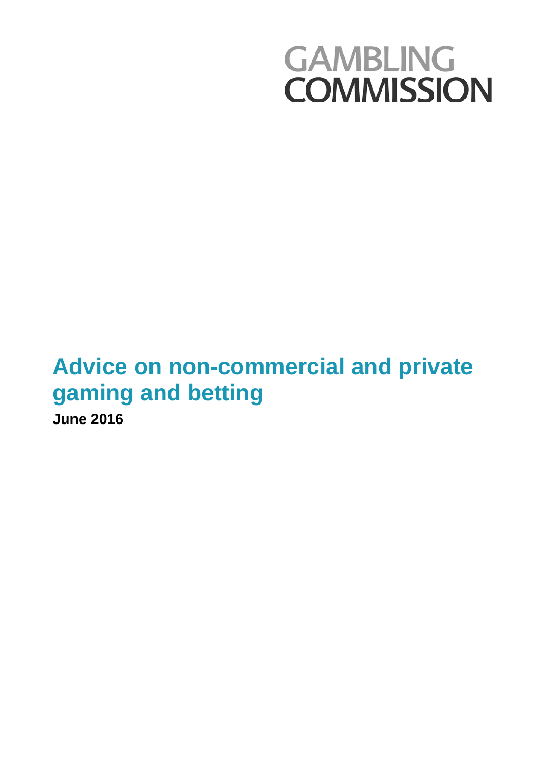GAMBLING COMMISSION

# Advice on non-commercial and private gaming and betting

**June 2016**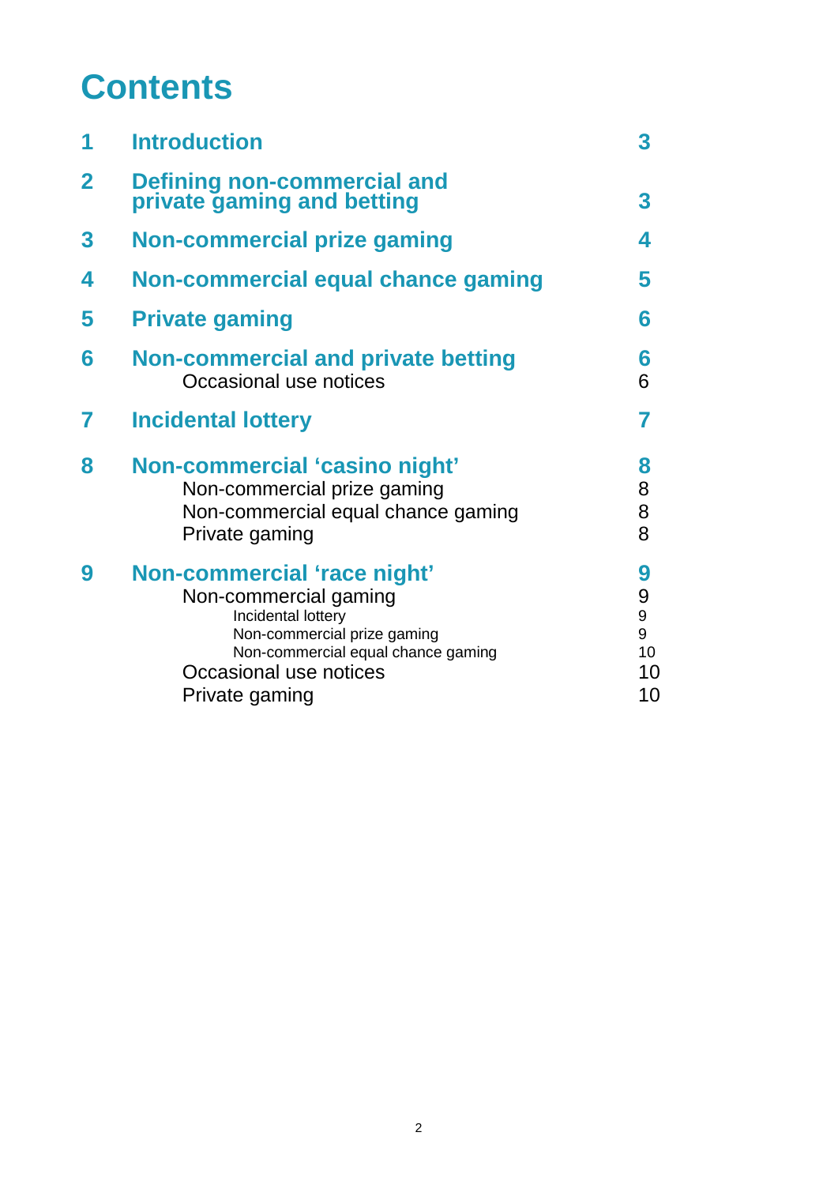# Contents

| | | |
|---|---|---|
| **1** | **Introduction** | **3** |
| **2** | **Defining non-commercial and private gaming and betting** | **3** |
| **3** | **Non-commercial prize gaming** | **4** |
| **4** | **Non-commercial equal chance gaming** | **5** |
| **5** | **Private gaming** | **6** |
| **6** | **Non-commercial and private betting** | **6** |
| | Occasional use notices | 6 |
| **7** | **Incidental lottery** | **7** |
| **8** | **Non-commercial 'casino night'** | **8** |
| | Non-commercial prize gaming | 8 |
| | Non-commercial equal chance gaming | 8 |
| | Private gaming | 8 |
| **9** | **Non-commercial 'race night'** | **9** |
| | Non-commercial gaming | 9 |
| | Incidental lottery | 9 |
| | Non-commercial prize gaming | 9 |
| | Non-commercial equal chance gaming | 10 |
| | Occasional use notices | 10 |
| | Private gaming | 10 |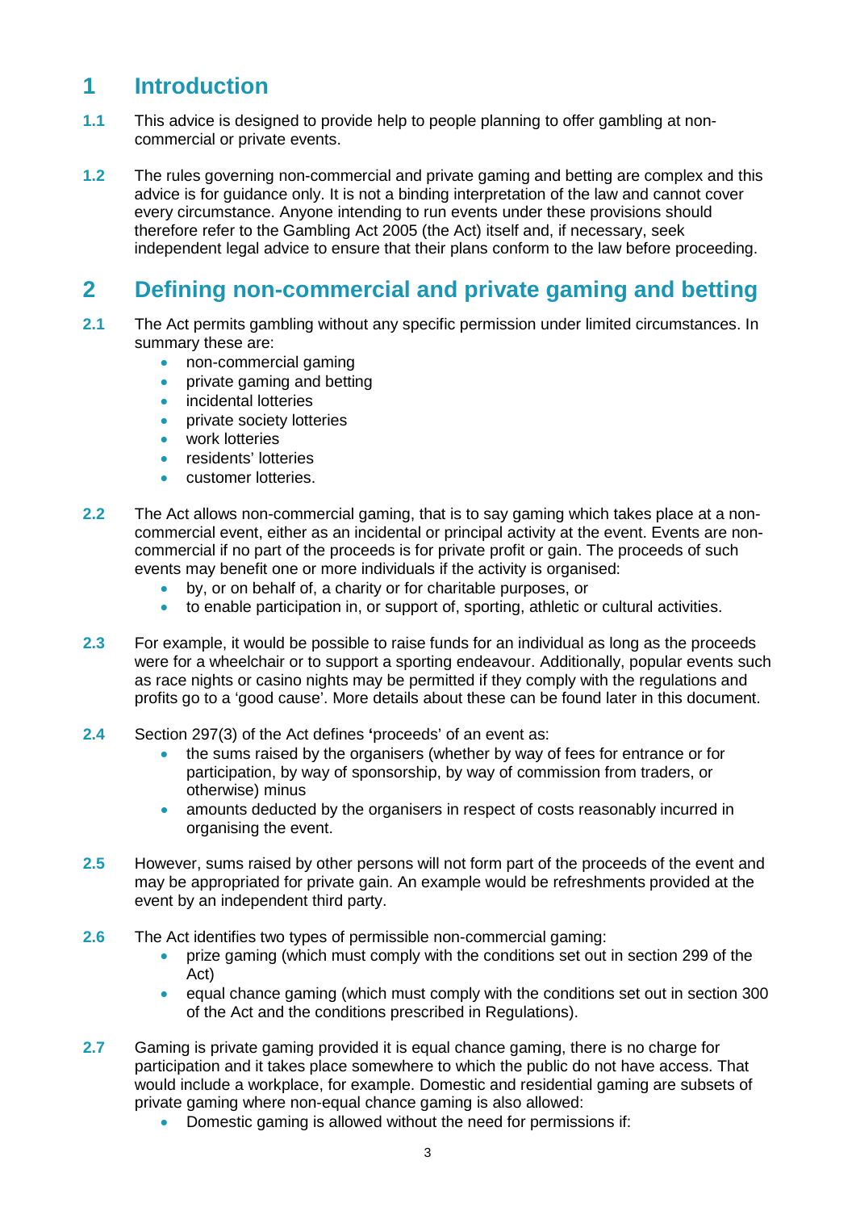## 1 Introduction

**1.1** This advice is designed to provide help to people planning to offer gambling at non-commercial or private events.

**1.2** The rules governing non-commercial and private gaming and betting are complex and this advice is for guidance only. It is not a binding interpretation of the law and cannot cover every circumstance. Anyone intending to run events under these provisions should therefore refer to the Gambling Act 2005 (the Act) itself and, if necessary, seek independent legal advice to ensure that their plans conform to the law before proceeding.

## 2 Defining non-commercial and private gaming and betting

**2.1** The Act permits gambling without any specific permission under limited circumstances. In summary these are:

- non-commercial gaming
- private gaming and betting
- incidental lotteries
- private society lotteries
- work lotteries
- residents' lotteries
- customer lotteries.

**2.2** The Act allows non-commercial gaming, that is to say gaming which takes place at a non-commercial event, either as an incidental or principal activity at the event. Events are non-commercial if no part of the proceeds is for private profit or gain. The proceeds of such events may benefit one or more individuals if the activity is organised:

- by, or on behalf of, a charity or for charitable purposes, or
- to enable participation in, or support of, sporting, athletic or cultural activities.

**2.3** For example, it would be possible to raise funds for an individual as long as the proceeds were for a wheelchair or to support a sporting endeavour. Additionally, popular events such as race nights or casino nights may be permitted if they comply with the regulations and profits go to a 'good cause'. More details about these can be found later in this document.

**2.4** Section 297(3) of the Act defines 'proceeds' of an event as:

- the sums raised by the organisers (whether by way of fees for entrance or for participation, by way of sponsorship, by way of commission from traders, or otherwise) minus
- amounts deducted by the organisers in respect of costs reasonably incurred in organising the event.

**2.5** However, sums raised by other persons will not form part of the proceeds of the event and may be appropriated for private gain. An example would be refreshments provided at the event by an independent third party.

**2.6** The Act identifies two types of permissible non-commercial gaming:

- prize gaming (which must comply with the conditions set out in section 299 of the Act)
- equal chance gaming (which must comply with the conditions set out in section 300 of the Act and the conditions prescribed in Regulations).

**2.7** Gaming is private gaming provided it is equal chance gaming, there is no charge for participation and it takes place somewhere to which the public do not have access. That would include a workplace, for example. Domestic and residential gaming are subsets of private gaming where non-equal chance gaming is also allowed:

- Domestic gaming is allowed without the need for permissions if: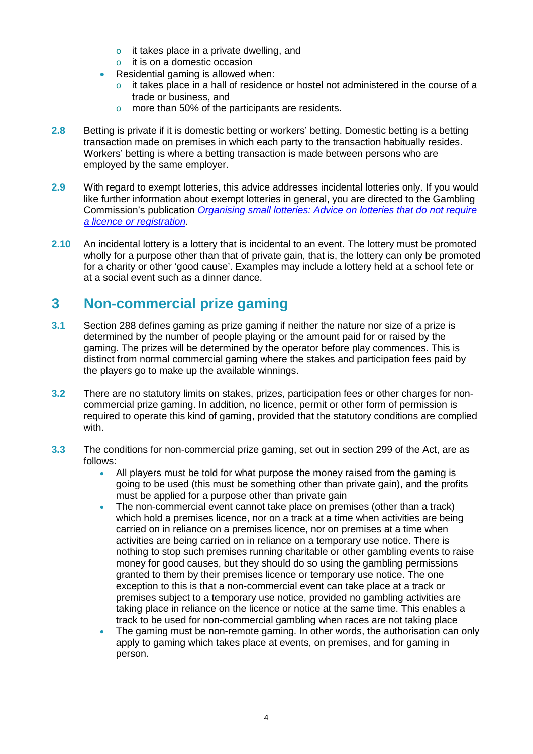- it takes place in a private dwelling, and
    - it is on a domestic occasion
- Residential gaming is allowed when:
    - it takes place in a hall of residence or hostel not administered in the course of a trade or business, and
    - more than 50% of the participants are residents.

**2.8** Betting is private if it is domestic betting or workers' betting. Domestic betting is a betting transaction made on premises in which each party to the transaction habitually resides. Workers' betting is where a betting transaction is made between persons who are employed by the same employer.

**2.9** With regard to exempt lotteries, this advice addresses incidental lotteries only. If you would like further information about exempt lotteries in general, you are directed to the Gambling Commission's publication *Organising small lotteries: Advice on lotteries that do not require a licence or registration*.

**2.10** An incidental lottery is a lottery that is incidental to an event. The lottery must be promoted wholly for a purpose other than that of private gain, that is, the lottery can only be promoted for a charity or other 'good cause'. Examples may include a lottery held at a school fete or at a social event such as a dinner dance.

## 3 Non-commercial prize gaming

**3.1** Section 288 defines gaming as prize gaming if neither the nature nor size of a prize is determined by the number of people playing or the amount paid for or raised by the gaming. The prizes will be determined by the operator before play commences. This is distinct from normal commercial gaming where the stakes and participation fees paid by the players go to make up the available winnings.

**3.2** There are no statutory limits on stakes, prizes, participation fees or other charges for non-commercial prize gaming. In addition, no licence, permit or other form of permission is required to operate this kind of gaming, provided that the statutory conditions are complied with.

**3.3** The conditions for non-commercial prize gaming, set out in section 299 of the Act, are as follows:

- All players must be told for what purpose the money raised from the gaming is going to be used (this must be something other than private gain), and the profits must be applied for a purpose other than private gain
- The non-commercial event cannot take place on premises (other than a track) which hold a premises licence, nor on a track at a time when activities are being carried on in reliance on a premises licence, nor on premises at a time when activities are being carried on in reliance on a temporary use notice. There is nothing to stop such premises running charitable or other gambling events to raise money for good causes, but they should do so using the gambling permissions granted to them by their premises licence or temporary use notice. The one exception to this is that a non-commercial event can take place at a track or premises subject to a temporary use notice, provided no gambling activities are taking place in reliance on the licence or notice at the same time. This enables a track to be used for non-commercial gambling when races are not taking place
- The gaming must be non-remote gaming. In other words, the authorisation can only apply to gaming which takes place at events, on premises, and for gaming in person.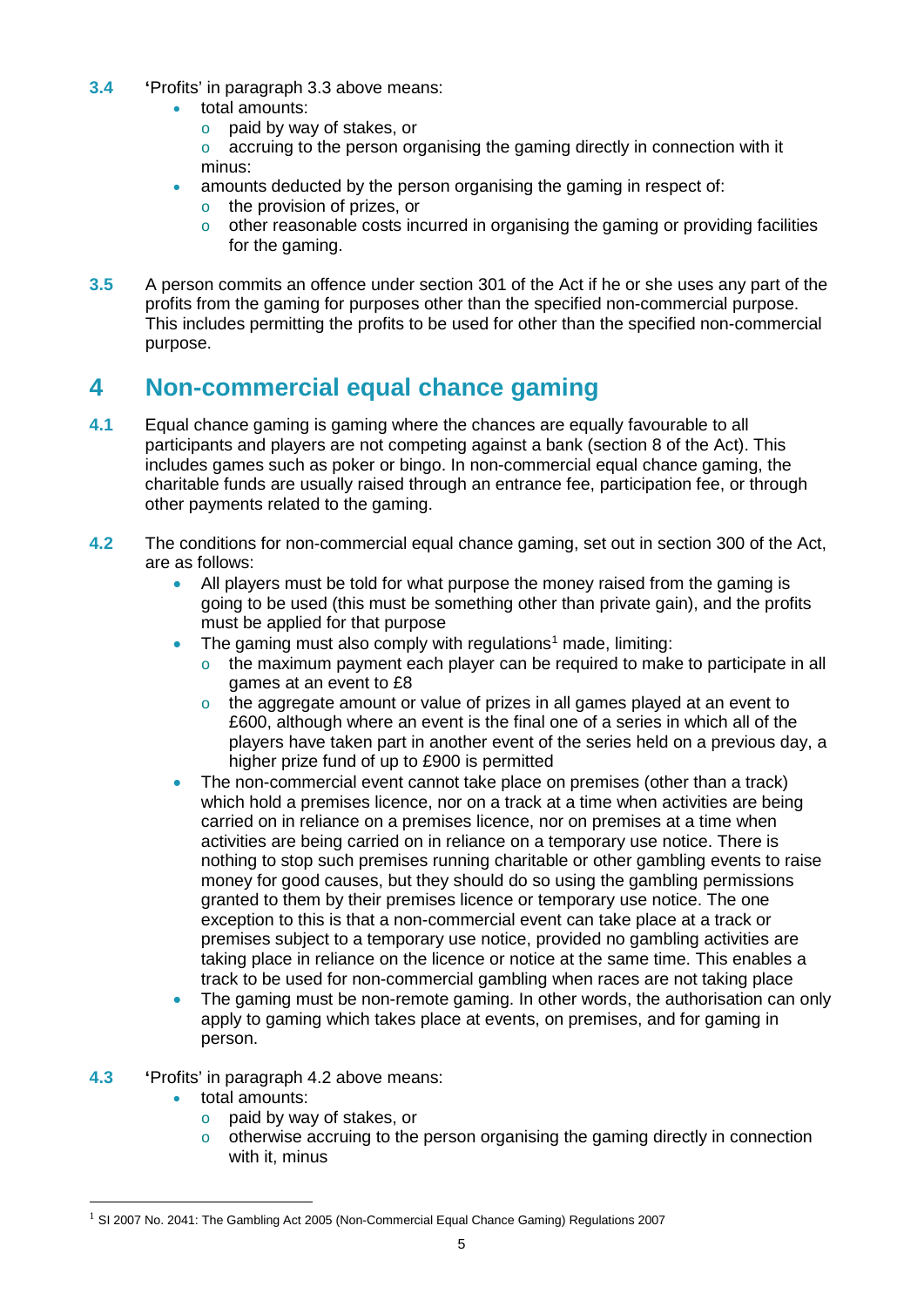**3.4** 'Profits' in paragraph 3.3 above means:

- total amounts:
  - paid by way of stakes, or
  - accruing to the person organising the gaming directly in connection with it

  minus:
- amounts deducted by the person organising the gaming in respect of:
  - the provision of prizes, or
  - other reasonable costs incurred in organising the gaming or providing facilities for the gaming.

**3.5** A person commits an offence under section 301 of the Act if he or she uses any part of the profits from the gaming for purposes other than the specified non-commercial purpose. This includes permitting the profits to be used for other than the specified non-commercial purpose.

# 4 Non-commercial equal chance gaming

**4.1** Equal chance gaming is gaming where the chances are equally favourable to all participants and players are not competing against a bank (section 8 of the Act). This includes games such as poker or bingo. In non-commercial equal chance gaming, the charitable funds are usually raised through an entrance fee, participation fee, or through other payments related to the gaming.

**4.2** The conditions for non-commercial equal chance gaming, set out in section 300 of the Act, are as follows:

- All players must be told for what purpose the money raised from the gaming is going to be used (this must be something other than private gain), and the profits must be applied for that purpose
- The gaming must also comply with regulations[1] made, limiting:
  - the maximum payment each player can be required to make to participate in all games at an event to £8
  - the aggregate amount or value of prizes in all games played at an event to £600, although where an event is the final one of a series in which all of the players have taken part in another event of the series held on a previous day, a higher prize fund of up to £900 is permitted
- The non-commercial event cannot take place on premises (other than a track) which hold a premises licence, nor on a track at a time when activities are being carried on in reliance on a premises licence, nor on premises at a time when activities are being carried on in reliance on a temporary use notice. There is nothing to stop such premises running charitable or other gambling events to raise money for good causes, but they should do so using the gambling permissions granted to them by their premises licence or temporary use notice. The one exception to this is that a non-commercial event can take place at a track or premises subject to a temporary use notice, provided no gambling activities are taking place in reliance on the licence or notice at the same time. This enables a track to be used for non-commercial gambling when races are not taking place
- The gaming must be non-remote gaming. In other words, the authorisation can only apply to gaming which takes place at events, on premises, and for gaming in person.

**4.3** 'Profits' in paragraph 4.2 above means:

- total amounts:
  - paid by way of stakes, or
  - otherwise accruing to the person organising the gaming directly in connection with it, minus

[1] SI 2007 No. 2041: The Gambling Act 2005 (Non-Commercial Equal Chance Gaming) Regulations 2007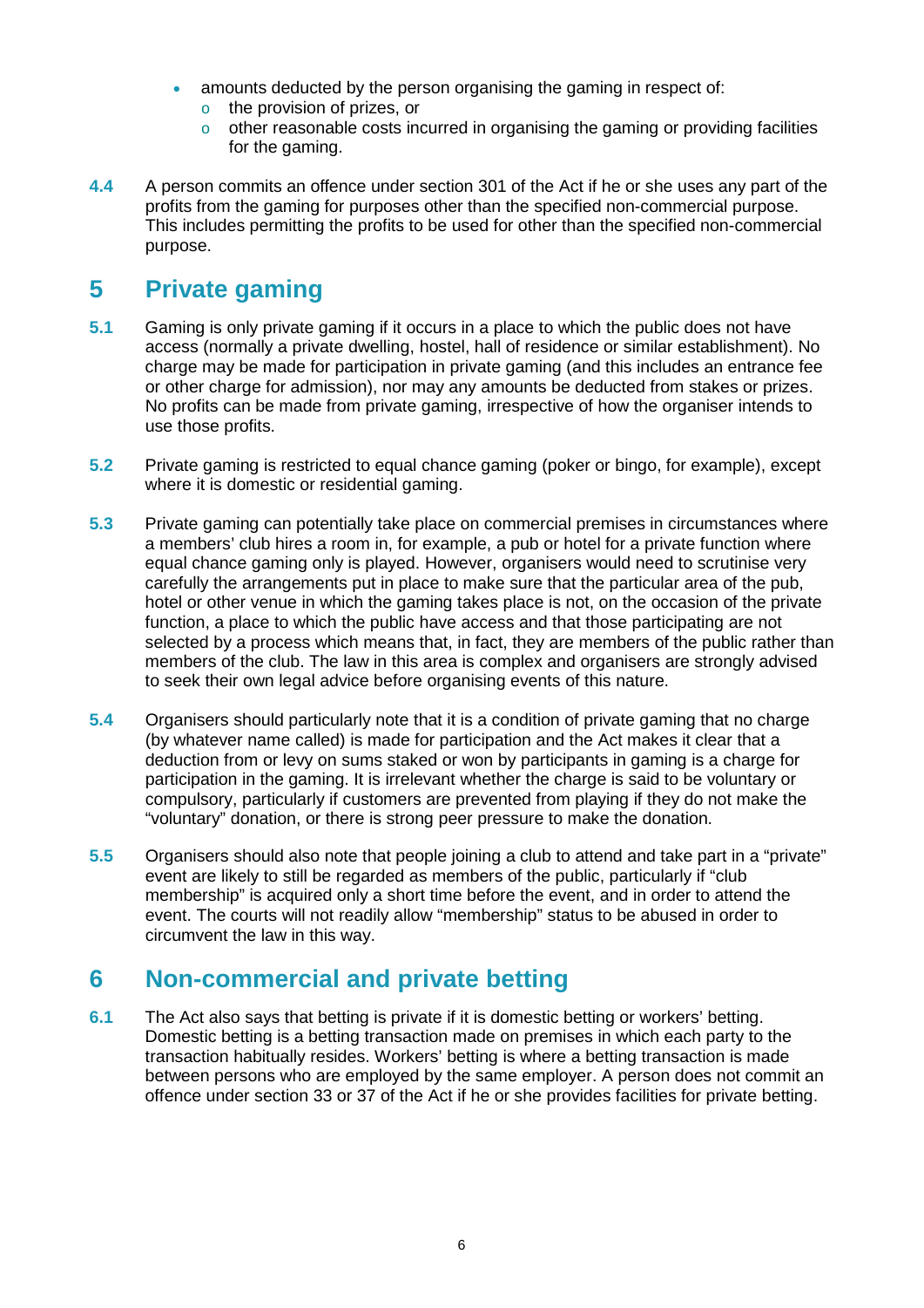- amounts deducted by the person organising the gaming in respect of:
  - the provision of prizes, or
  - other reasonable costs incurred in organising the gaming or providing facilities for the gaming.

**4.4** A person commits an offence under section 301 of the Act if he or she uses any part of the profits from the gaming for purposes other than the specified non-commercial purpose. This includes permitting the profits to be used for other than the specified non-commercial purpose.

## 5 Private gaming

**5.1** Gaming is only private gaming if it occurs in a place to which the public does not have access (normally a private dwelling, hostel, hall of residence or similar establishment). No charge may be made for participation in private gaming (and this includes an entrance fee or other charge for admission), nor may any amounts be deducted from stakes or prizes. No profits can be made from private gaming, irrespective of how the organiser intends to use those profits.

**5.2** Private gaming is restricted to equal chance gaming (poker or bingo, for example), except where it is domestic or residential gaming.

**5.3** Private gaming can potentially take place on commercial premises in circumstances where a members' club hires a room in, for example, a pub or hotel for a private function where equal chance gaming only is played. However, organisers would need to scrutinise very carefully the arrangements put in place to make sure that the particular area of the pub, hotel or other venue in which the gaming takes place is not, on the occasion of the private function, a place to which the public have access and that those participating are not selected by a process which means that, in fact, they are members of the public rather than members of the club. The law in this area is complex and organisers are strongly advised to seek their own legal advice before organising events of this nature.

**5.4** Organisers should particularly note that it is a condition of private gaming that no charge (by whatever name called) is made for participation and the Act makes it clear that a deduction from or levy on sums staked or won by participants in gaming is a charge for participation in the gaming. It is irrelevant whether the charge is said to be voluntary or compulsory, particularly if customers are prevented from playing if they do not make the "voluntary" donation, or there is strong peer pressure to make the donation.

**5.5** Organisers should also note that people joining a club to attend and take part in a "private" event are likely to still be regarded as members of the public, particularly if "club membership" is acquired only a short time before the event, and in order to attend the event. The courts will not readily allow "membership" status to be abused in order to circumvent the law in this way.

## 6 Non-commercial and private betting

**6.1** The Act also says that betting is private if it is domestic betting or workers' betting. Domestic betting is a betting transaction made on premises in which each party to the transaction habitually resides. Workers' betting is where a betting transaction is made between persons who are employed by the same employer. A person does not commit an offence under section 33 or 37 of the Act if he or she provides facilities for private betting.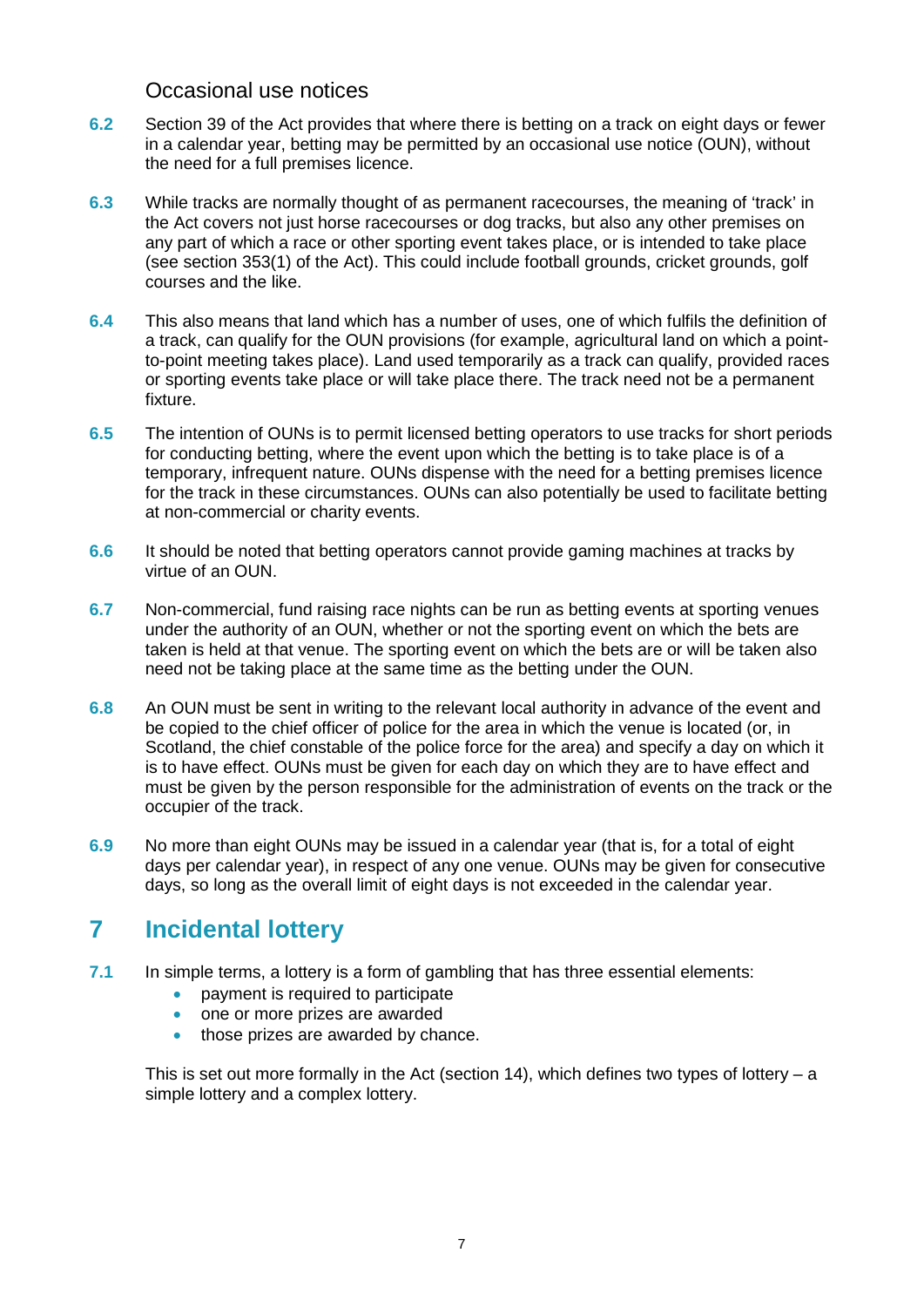### Occasional use notices

**6.2** Section 39 of the Act provides that where there is betting on a track on eight days or fewer in a calendar year, betting may be permitted by an occasional use notice (OUN), without the need for a full premises licence.

**6.3** While tracks are normally thought of as permanent racecourses, the meaning of 'track' in the Act covers not just horse racecourses or dog tracks, but also any other premises on any part of which a race or other sporting event takes place, or is intended to take place (see section 353(1) of the Act). This could include football grounds, cricket grounds, golf courses and the like.

**6.4** This also means that land which has a number of uses, one of which fulfils the definition of a track, can qualify for the OUN provisions (for example, agricultural land on which a point-to-point meeting takes place). Land used temporarily as a track can qualify, provided races or sporting events take place or will take place there. The track need not be a permanent fixture.

**6.5** The intention of OUNs is to permit licensed betting operators to use tracks for short periods for conducting betting, where the event upon which the betting is to take place is of a temporary, infrequent nature. OUNs dispense with the need for a betting premises licence for the track in these circumstances. OUNs can also potentially be used to facilitate betting at non-commercial or charity events.

**6.6** It should be noted that betting operators cannot provide gaming machines at tracks by virtue of an OUN.

**6.7** Non-commercial, fund raising race nights can be run as betting events at sporting venues under the authority of an OUN, whether or not the sporting event on which the bets are taken is held at that venue. The sporting event on which the bets are or will be taken also need not be taking place at the same time as the betting under the OUN.

**6.8** An OUN must be sent in writing to the relevant local authority in advance of the event and be copied to the chief officer of police for the area in which the venue is located (or, in Scotland, the chief constable of the police force for the area) and specify a day on which it is to have effect. OUNs must be given for each day on which they are to have effect and must be given by the person responsible for the administration of events on the track or the occupier of the track.

**6.9** No more than eight OUNs may be issued in a calendar year (that is, for a total of eight days per calendar year), in respect of any one venue. OUNs may be given for consecutive days, so long as the overall limit of eight days is not exceeded in the calendar year.

## 7 Incidental lottery

**7.1** In simple terms, a lottery is a form of gambling that has three essential elements:

- payment is required to participate
- one or more prizes are awarded
- those prizes are awarded by chance.

This is set out more formally in the Act (section 14), which defines two types of lottery – a simple lottery and a complex lottery.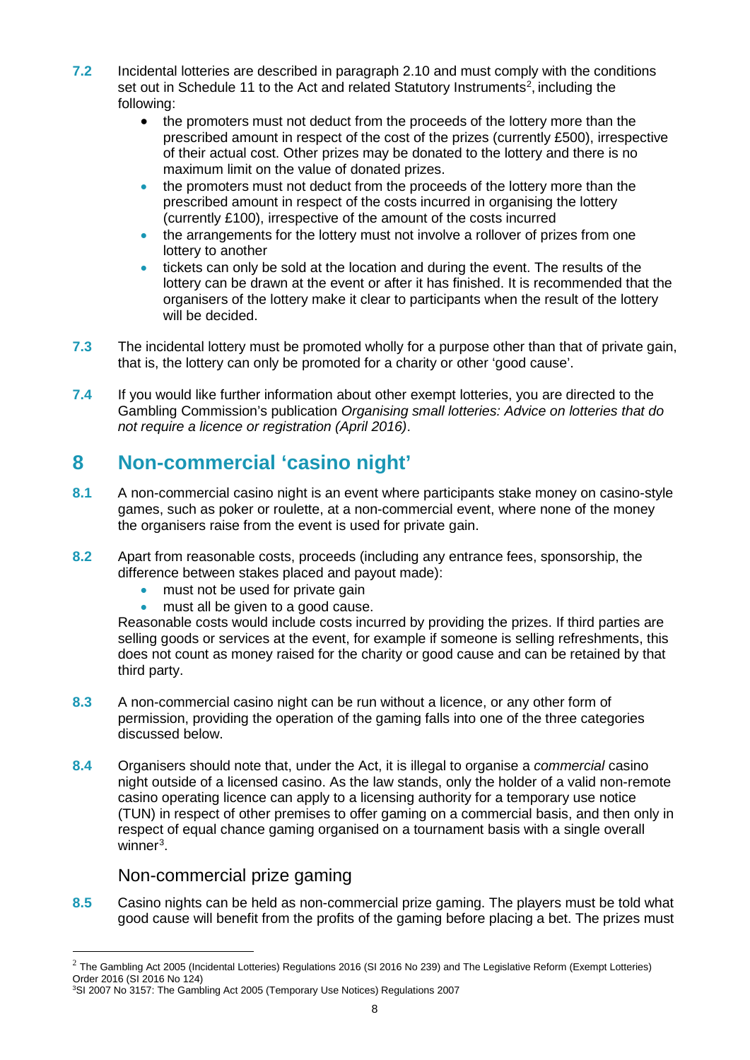**7.2** Incidental lotteries are described in paragraph 2.10 and must comply with the conditions set out in Schedule 11 to the Act and related Statutory Instruments[2], including the following:

- the promoters must not deduct from the proceeds of the lottery more than the prescribed amount in respect of the cost of the prizes (currently £500), irrespective of their actual cost. Other prizes may be donated to the lottery and there is no maximum limit on the value of donated prizes.
- the promoters must not deduct from the proceeds of the lottery more than the prescribed amount in respect of the costs incurred in organising the lottery (currently £100), irrespective of the amount of the costs incurred
- the arrangements for the lottery must not involve a rollover of prizes from one lottery to another
- tickets can only be sold at the location and during the event. The results of the lottery can be drawn at the event or after it has finished. It is recommended that the organisers of the lottery make it clear to participants when the result of the lottery will be decided.

**7.3** The incidental lottery must be promoted wholly for a purpose other than that of private gain, that is, the lottery can only be promoted for a charity or other 'good cause'.

**7.4** If you would like further information about other exempt lotteries, you are directed to the Gambling Commission's publication *Organising small lotteries: Advice on lotteries that do not require a licence or registration (April 2016)*.

## 8 Non-commercial 'casino night'

**8.1** A non-commercial casino night is an event where participants stake money on casino-style games, such as poker or roulette, at a non-commercial event, where none of the money the organisers raise from the event is used for private gain.

**8.2** Apart from reasonable costs, proceeds (including any entrance fees, sponsorship, the difference between stakes placed and payout made):

- must not be used for private gain
- must all be given to a good cause.

Reasonable costs would include costs incurred by providing the prizes. If third parties are selling goods or services at the event, for example if someone is selling refreshments, this does not count as money raised for the charity or good cause and can be retained by that third party.

**8.3** A non-commercial casino night can be run without a licence, or any other form of permission, providing the operation of the gaming falls into one of the three categories discussed below.

**8.4** Organisers should note that, under the Act, it is illegal to organise a *commercial* casino night outside of a licensed casino. As the law stands, only the holder of a valid non-remote casino operating licence can apply to a licensing authority for a temporary use notice (TUN) in respect of other premises to offer gaming on a commercial basis, and then only in respect of equal chance gaming organised on a tournament basis with a single overall winner[3].

### Non-commercial prize gaming

**8.5** Casino nights can be held as non-commercial prize gaming. The players must be told what good cause will benefit from the profits of the gaming before placing a bet. The prizes must

---

[2] The Gambling Act 2005 (Incidental Lotteries) Regulations 2016 (SI 2016 No 239) and The Legislative Reform (Exempt Lotteries) Order 2016 (SI 2016 No 124)

[3] SI 2007 No 3157: The Gambling Act 2005 (Temporary Use Notices) Regulations 2007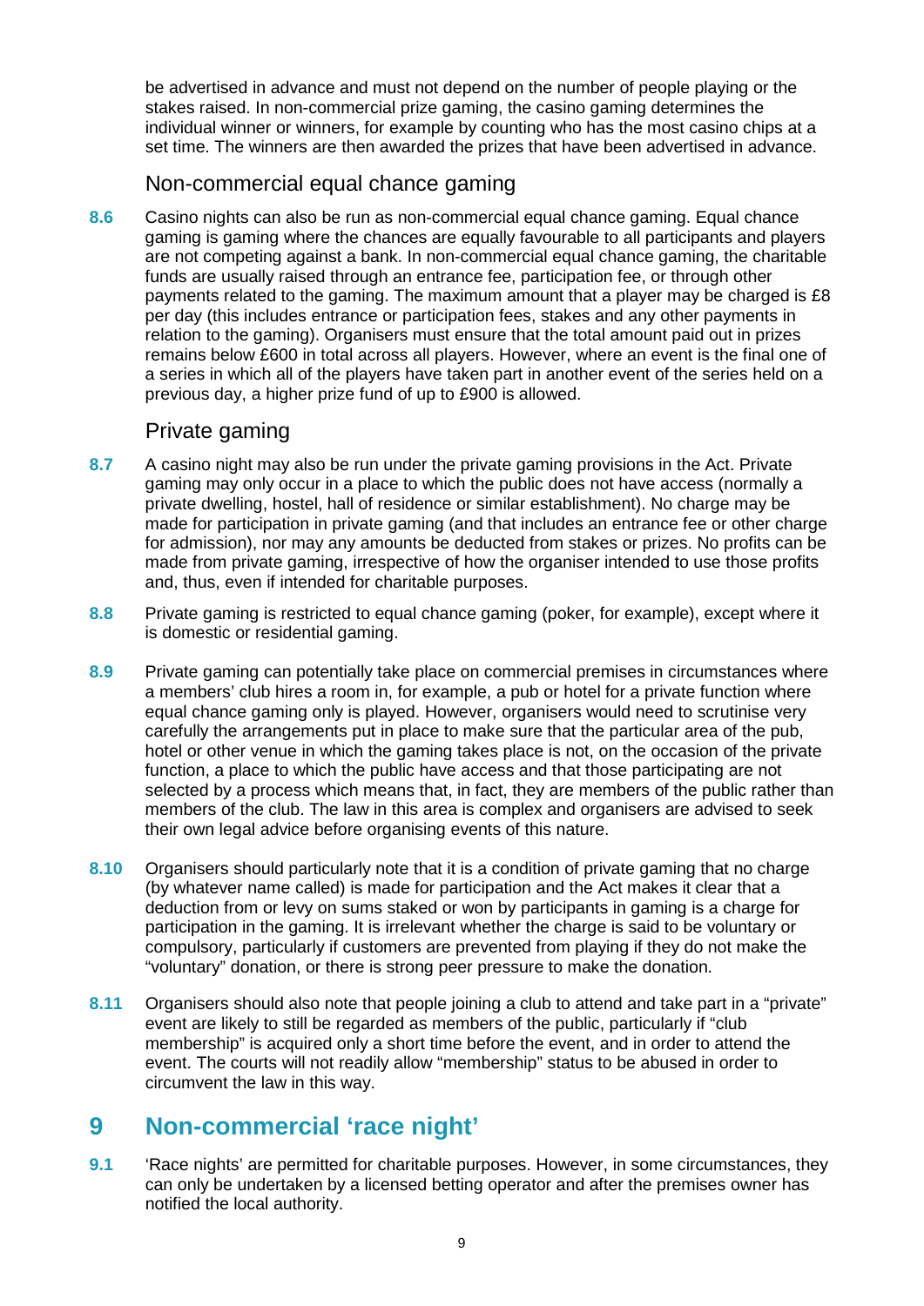be advertised in advance and must not depend on the number of people playing or the stakes raised. In non-commercial prize gaming, the casino gaming determines the individual winner or winners, for example by counting who has the most casino chips at a set time. The winners are then awarded the prizes that have been advertised in advance.

### Non-commercial equal chance gaming

**8.6** Casino nights can also be run as non-commercial equal chance gaming. Equal chance gaming is gaming where the chances are equally favourable to all participants and players are not competing against a bank. In non-commercial equal chance gaming, the charitable funds are usually raised through an entrance fee, participation fee, or through other payments related to the gaming. The maximum amount that a player may be charged is £8 per day (this includes entrance or participation fees, stakes and any other payments in relation to the gaming). Organisers must ensure that the total amount paid out in prizes remains below £600 in total across all players. However, where an event is the final one of a series in which all of the players have taken part in another event of the series held on a previous day, a higher prize fund of up to £900 is allowed.

### Private gaming

**8.7** A casino night may also be run under the private gaming provisions in the Act. Private gaming may only occur in a place to which the public does not have access (normally a private dwelling, hostel, hall of residence or similar establishment). No charge may be made for participation in private gaming (and that includes an entrance fee or other charge for admission), nor may any amounts be deducted from stakes or prizes. No profits can be made from private gaming, irrespective of how the organiser intended to use those profits and, thus, even if intended for charitable purposes.

**8.8** Private gaming is restricted to equal chance gaming (poker, for example), except where it is domestic or residential gaming.

**8.9** Private gaming can potentially take place on commercial premises in circumstances where a members' club hires a room in, for example, a pub or hotel for a private function where equal chance gaming only is played. However, organisers would need to scrutinise very carefully the arrangements put in place to make sure that the particular area of the pub, hotel or other venue in which the gaming takes place is not, on the occasion of the private function, a place to which the public have access and that those participating are not selected by a process which means that, in fact, they are members of the public rather than members of the club. The law in this area is complex and organisers are advised to seek their own legal advice before organising events of this nature.

**8.10** Organisers should particularly note that it is a condition of private gaming that no charge (by whatever name called) is made for participation and the Act makes it clear that a deduction from or levy on sums staked or won by participants in gaming is a charge for participation in the gaming. It is irrelevant whether the charge is said to be voluntary or compulsory, particularly if customers are prevented from playing if they do not make the "voluntary" donation, or there is strong peer pressure to make the donation.

**8.11** Organisers should also note that people joining a club to attend and take part in a "private" event are likely to still be regarded as members of the public, particularly if "club membership" is acquired only a short time before the event, and in order to attend the event. The courts will not readily allow "membership" status to be abused in order to circumvent the law in this way.

## 9 Non-commercial 'race night'

**9.1** 'Race nights' are permitted for charitable purposes. However, in some circumstances, they can only be undertaken by a licensed betting operator and after the premises owner has notified the local authority.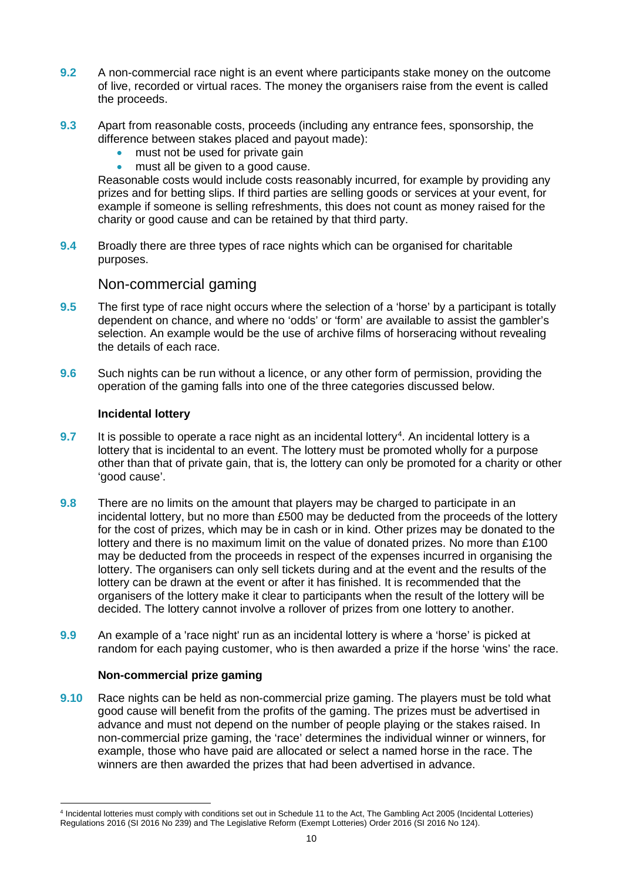**9.2** A non-commercial race night is an event where participants stake money on the outcome of live, recorded or virtual races. The money the organisers raise from the event is called the proceeds.

**9.3** Apart from reasonable costs, proceeds (including any entrance fees, sponsorship, the difference between stakes placed and payout made):

- must not be used for private gain
- must all be given to a good cause.

Reasonable costs would include costs reasonably incurred, for example by providing any prizes and for betting slips. If third parties are selling goods or services at your event, for example if someone is selling refreshments, this does not count as money raised for the charity or good cause and can be retained by that third party.

**9.4** Broadly there are three types of race nights which can be organised for charitable purposes.

## Non-commercial gaming

**9.5** The first type of race night occurs where the selection of a 'horse' by a participant is totally dependent on chance, and where no 'odds' or 'form' are available to assist the gambler's selection. An example would be the use of archive films of horseracing without revealing the details of each race.

**9.6** Such nights can be run without a licence, or any other form of permission, providing the operation of the gaming falls into one of the three categories discussed below.

### Incidental lottery

**9.7** It is possible to operate a race night as an incidental lottery[4]. An incidental lottery is a lottery that is incidental to an event. The lottery must be promoted wholly for a purpose other than that of private gain, that is, the lottery can only be promoted for a charity or other 'good cause'.

**9.8** There are no limits on the amount that players may be charged to participate in an incidental lottery, but no more than £500 may be deducted from the proceeds of the lottery for the cost of prizes, which may be in cash or in kind. Other prizes may be donated to the lottery and there is no maximum limit on the value of donated prizes. No more than £100 may be deducted from the proceeds in respect of the expenses incurred in organising the lottery. The organisers can only sell tickets during and at the event and the results of the lottery can be drawn at the event or after it has finished. It is recommended that the organisers of the lottery make it clear to participants when the result of the lottery will be decided. The lottery cannot involve a rollover of prizes from one lottery to another.

**9.9** An example of a 'race night' run as an incidental lottery is where a 'horse' is picked at random for each paying customer, who is then awarded a prize if the horse 'wins' the race.

### Non-commercial prize gaming

**9.10** Race nights can be held as non-commercial prize gaming. The players must be told what good cause will benefit from the profits of the gaming. The prizes must be advertised in advance and must not depend on the number of people playing or the stakes raised. In non-commercial prize gaming, the 'race' determines the individual winner or winners, for example, those who have paid are allocated or select a named horse in the race. The winners are then awarded the prizes that had been advertised in advance.

---

[4] Incidental lotteries must comply with conditions set out in Schedule 11 to the Act, The Gambling Act 2005 (Incidental Lotteries) Regulations 2016 (SI 2016 No 239) and The Legislative Reform (Exempt Lotteries) Order 2016 (SI 2016 No 124).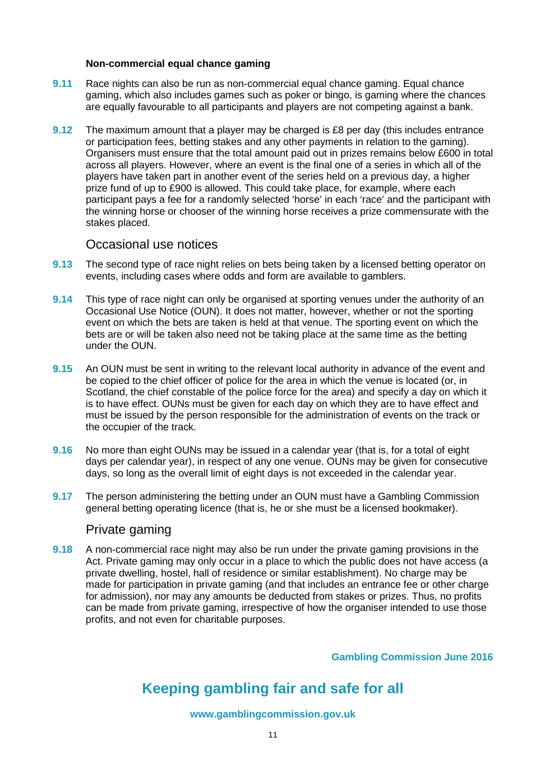**Non-commercial equal chance gaming**

**9.11** Race nights can also be run as non-commercial equal chance gaming. Equal chance gaming, which also includes games such as poker or bingo, is gaming where the chances are equally favourable to all participants and players are not competing against a bank.

**9.12** The maximum amount that a player may be charged is £8 per day (this includes entrance or participation fees, betting stakes and any other payments in relation to the gaming). Organisers must ensure that the total amount paid out in prizes remains below £600 in total across all players. However, where an event is the final one of a series in which all of the players have taken part in another event of the series held on a previous day, a higher prize fund of up to £900 is allowed. This could take place, for example, where each participant pays a fee for a randomly selected 'horse' in each 'race' and the participant with the winning horse or chooser of the winning horse receives a prize commensurate with the stakes placed.

## Occasional use notices

**9.13** The second type of race night relies on bets being taken by a licensed betting operator on events, including cases where odds and form are available to gamblers.

**9.14** This type of race night can only be organised at sporting venues under the authority of an Occasional Use Notice (OUN). It does not matter, however, whether or not the sporting event on which the bets are taken is held at that venue. The sporting event on which the bets are or will be taken also need not be taking place at the same time as the betting under the OUN.

**9.15** An OUN must be sent in writing to the relevant local authority in advance of the event and be copied to the chief officer of police for the area in which the venue is located (or, in Scotland, the chief constable of the police force for the area) and specify a day on which it is to have effect. OUNs must be given for each day on which they are to have effect and must be issued by the person responsible for the administration of events on the track or the occupier of the track.

**9.16** No more than eight OUNs may be issued in a calendar year (that is, for a total of eight days per calendar year), in respect of any one venue. OUNs may be given for consecutive days, so long as the overall limit of eight days is not exceeded in the calendar year.

**9.17** The person administering the betting under an OUN must have a Gambling Commission general betting operating licence (that is, he or she must be a licensed bookmaker).

## Private gaming

**9.18** A non-commercial race night may also be run under the private gaming provisions in the Act. Private gaming may only occur in a place to which the public does not have access (a private dwelling, hostel, hall of residence or similar establishment). No charge may be made for participation in private gaming (and that includes an entrance fee or other charge for admission), nor may any amounts be deducted from stakes or prizes. Thus, no profits can be made from private gaming, irrespective of how the organiser intended to use those profits, and not even for charitable purposes.

**Gambling Commission June 2016**

**Keeping gambling fair and safe for all**

**www.gamblingcommission.gov.uk**